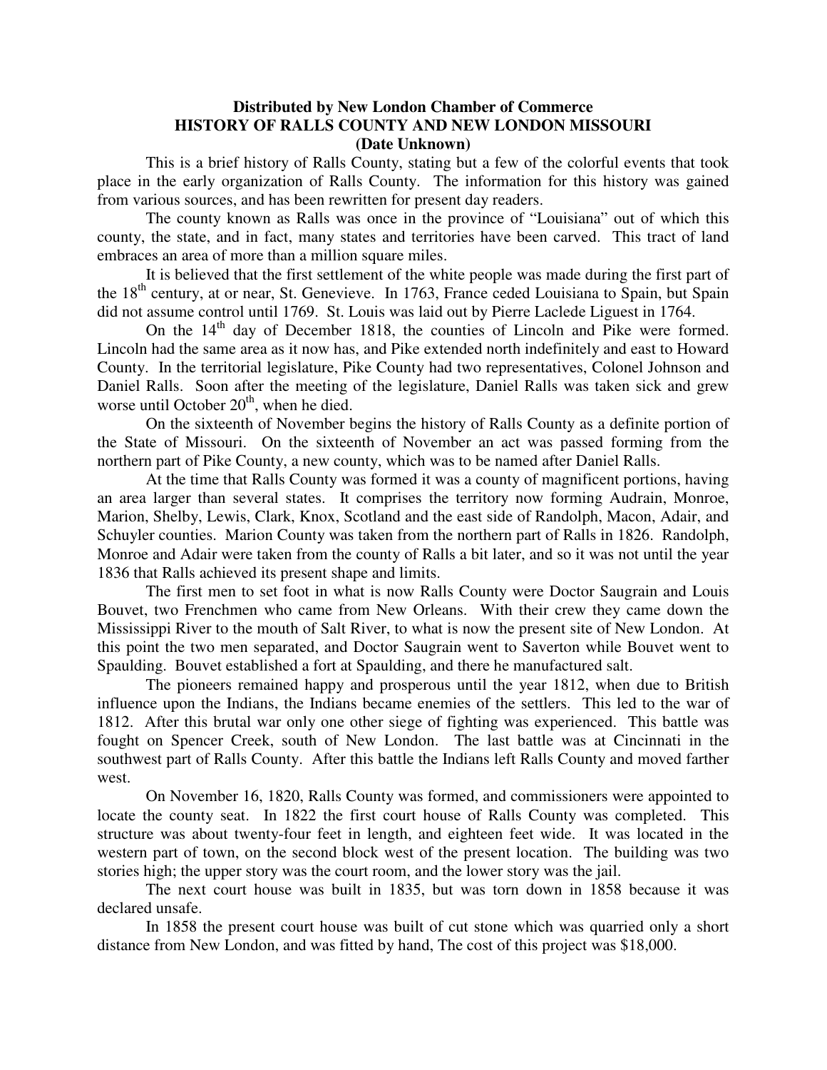**Distributed by New London Chamber of Commerce**
**HISTORY OF RALLS COUNTY AND NEW LONDON MISSOURI**
**(Date Unknown)**

This is a brief history of Ralls County, stating but a few of the colorful events that took place in the early organization of Ralls County. The information for this history was gained from various sources, and has been rewritten for present day readers.

The county known as Ralls was once in the province of "Louisiana" out of which this county, the state, and in fact, many states and territories have been carved. This tract of land embraces an area of more than a million square miles.

It is believed that the first settlement of the white people was made during the first part of the 18th century, at or near, St. Genevieve. In 1763, France ceded Louisiana to Spain, but Spain did not assume control until 1769. St. Louis was laid out by Pierre Laclede Liguest in 1764.

On the 14th day of December 1818, the counties of Lincoln and Pike were formed. Lincoln had the same area as it now has, and Pike extended north indefinitely and east to Howard County. In the territorial legislature, Pike County had two representatives, Colonel Johnson and Daniel Ralls. Soon after the meeting of the legislature, Daniel Ralls was taken sick and grew worse until October 20th, when he died.

On the sixteenth of November begins the history of Ralls County as a definite portion of the State of Missouri. On the sixteenth of November an act was passed forming from the northern part of Pike County, a new county, which was to be named after Daniel Ralls.

At the time that Ralls County was formed it was a county of magnificent portions, having an area larger than several states. It comprises the territory now forming Audrain, Monroe, Marion, Shelby, Lewis, Clark, Knox, Scotland and the east side of Randolph, Macon, Adair, and Schuyler counties. Marion County was taken from the northern part of Ralls in 1826. Randolph, Monroe and Adair were taken from the county of Ralls a bit later, and so it was not until the year 1836 that Ralls achieved its present shape and limits.

The first men to set foot in what is now Ralls County were Doctor Saugrain and Louis Bouvet, two Frenchmen who came from New Orleans. With their crew they came down the Mississippi River to the mouth of Salt River, to what is now the present site of New London. At this point the two men separated, and Doctor Saugrain went to Saverton while Bouvet went to Spaulding. Bouvet established a fort at Spaulding, and there he manufactured salt.

The pioneers remained happy and prosperous until the year 1812, when due to British influence upon the Indians, the Indians became enemies of the settlers. This led to the war of 1812. After this brutal war only one other siege of fighting was experienced. This battle was fought on Spencer Creek, south of New London. The last battle was at Cincinnati in the southwest part of Ralls County. After this battle the Indians left Ralls County and moved farther west.

On November 16, 1820, Ralls County was formed, and commissioners were appointed to locate the county seat. In 1822 the first court house of Ralls County was completed. This structure was about twenty-four feet in length, and eighteen feet wide. It was located in the western part of town, on the second block west of the present location. The building was two stories high; the upper story was the court room, and the lower story was the jail.

The next court house was built in 1835, but was torn down in 1858 because it was declared unsafe.

In 1858 the present court house was built of cut stone which was quarried only a short distance from New London, and was fitted by hand, The cost of this project was $18,000.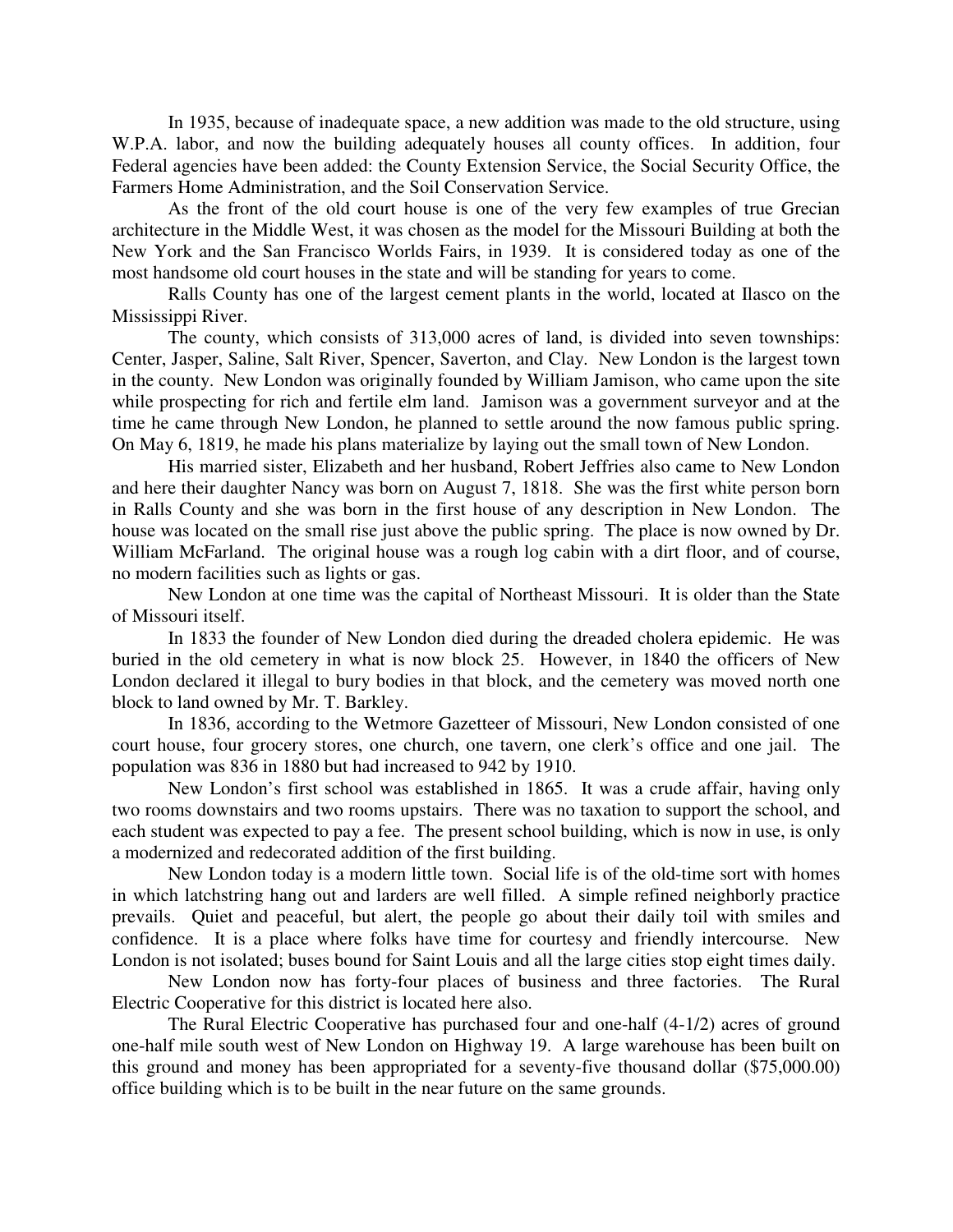In 1935, because of inadequate space, a new addition was made to the old structure, using W.P.A. labor, and now the building adequately houses all county offices. In addition, four Federal agencies have been added: the County Extension Service, the Social Security Office, the Farmers Home Administration, and the Soil Conservation Service.

As the front of the old court house is one of the very few examples of true Grecian architecture in the Middle West, it was chosen as the model for the Missouri Building at both the New York and the San Francisco Worlds Fairs, in 1939. It is considered today as one of the most handsome old court houses in the state and will be standing for years to come.

Ralls County has one of the largest cement plants in the world, located at Ilasco on the Mississippi River.

The county, which consists of 313,000 acres of land, is divided into seven townships: Center, Jasper, Saline, Salt River, Spencer, Saverton, and Clay. New London is the largest town in the county. New London was originally founded by William Jamison, who came upon the site while prospecting for rich and fertile elm land. Jamison was a government surveyor and at the time he came through New London, he planned to settle around the now famous public spring. On May 6, 1819, he made his plans materialize by laying out the small town of New London.

His married sister, Elizabeth and her husband, Robert Jeffries also came to New London and here their daughter Nancy was born on August 7, 1818. She was the first white person born in Ralls County and she was born in the first house of any description in New London. The house was located on the small rise just above the public spring. The place is now owned by Dr. William McFarland. The original house was a rough log cabin with a dirt floor, and of course, no modern facilities such as lights or gas.

New London at one time was the capital of Northeast Missouri. It is older than the State of Missouri itself.

In 1833 the founder of New London died during the dreaded cholera epidemic. He was buried in the old cemetery in what is now block 25. However, in 1840 the officers of New London declared it illegal to bury bodies in that block, and the cemetery was moved north one block to land owned by Mr. T. Barkley.

In 1836, according to the Wetmore Gazetteer of Missouri, New London consisted of one court house, four grocery stores, one church, one tavern, one clerk's office and one jail. The population was 836 in 1880 but had increased to 942 by 1910.

New London's first school was established in 1865. It was a crude affair, having only two rooms downstairs and two rooms upstairs. There was no taxation to support the school, and each student was expected to pay a fee. The present school building, which is now in use, is only a modernized and redecorated addition of the first building.

New London today is a modern little town. Social life is of the old-time sort with homes in which latchstring hang out and larders are well filled. A simple refined neighborly practice prevails. Quiet and peaceful, but alert, the people go about their daily toil with smiles and confidence. It is a place where folks have time for courtesy and friendly intercourse. New London is not isolated; buses bound for Saint Louis and all the large cities stop eight times daily.

New London now has forty-four places of business and three factories. The Rural Electric Cooperative for this district is located here also.

The Rural Electric Cooperative has purchased four and one-half (4-1/2) acres of ground one-half mile south west of New London on Highway 19. A large warehouse has been built on this ground and money has been appropriated for a seventy-five thousand dollar ($75,000.00) office building which is to be built in the near future on the same grounds.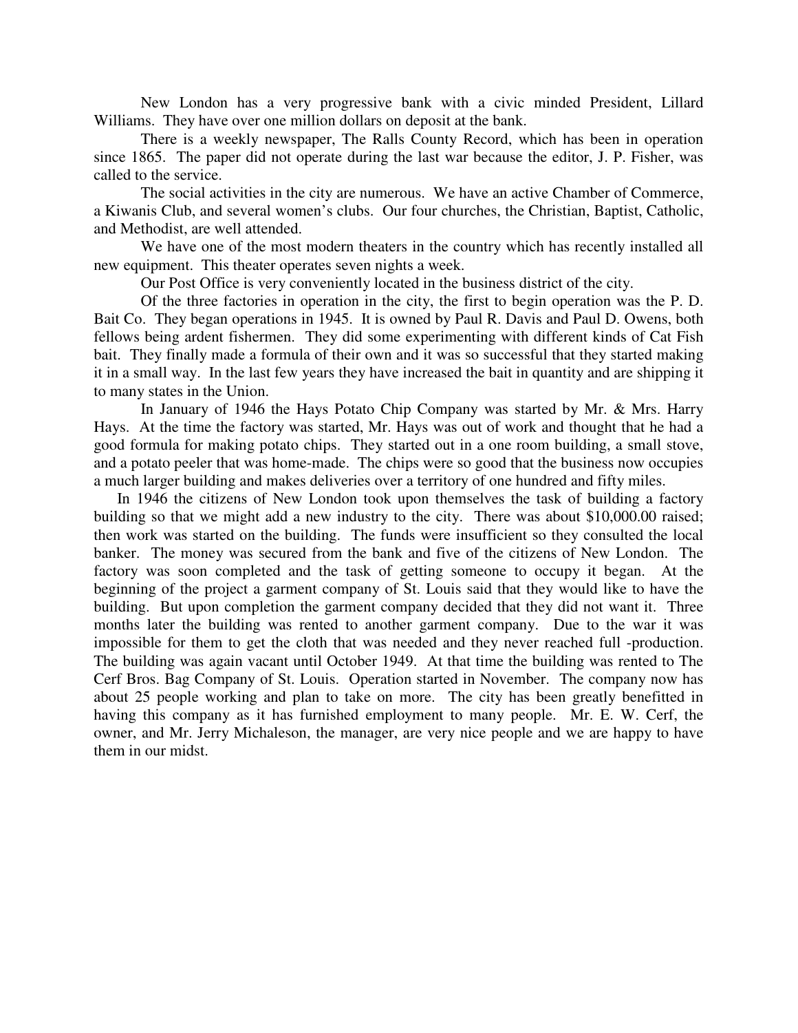New London has a very progressive bank with a civic minded President, Lillard Williams. They have over one million dollars on deposit at the bank.

There is a weekly newspaper, The Ralls County Record, which has been in operation since 1865. The paper did not operate during the last war because the editor, J. P. Fisher, was called to the service.

The social activities in the city are numerous. We have an active Chamber of Commerce, a Kiwanis Club, and several women's clubs. Our four churches, the Christian, Baptist, Catholic, and Methodist, are well attended.

We have one of the most modern theaters in the country which has recently installed all new equipment. This theater operates seven nights a week.

Our Post Office is very conveniently located in the business district of the city.

Of the three factories in operation in the city, the first to begin operation was the P. D. Bait Co. They began operations in 1945. It is owned by Paul R. Davis and Paul D. Owens, both fellows being ardent fishermen. They did some experimenting with different kinds of Cat Fish bait. They finally made a formula of their own and it was so successful that they started making it in a small way. In the last few years they have increased the bait in quantity and are shipping it to many states in the Union.

In January of 1946 the Hays Potato Chip Company was started by Mr. & Mrs. Harry Hays. At the time the factory was started, Mr. Hays was out of work and thought that he had a good formula for making potato chips. They started out in a one room building, a small stove, and a potato peeler that was home-made. The chips were so good that the business now occupies a much larger building and makes deliveries over a territory of one hundred and fifty miles.

In 1946 the citizens of New London took upon themselves the task of building a factory building so that we might add a new industry to the city. There was about $10,000.00 raised; then work was started on the building. The funds were insufficient so they consulted the local banker. The money was secured from the bank and five of the citizens of New London. The factory was soon completed and the task of getting someone to occupy it began. At the beginning of the project a garment company of St. Louis said that they would like to have the building. But upon completion the garment company decided that they did not want it. Three months later the building was rented to another garment company. Due to the war it was impossible for them to get the cloth that was needed and they never reached full -production. The building was again vacant until October 1949. At that time the building was rented to The Cerf Bros. Bag Company of St. Louis. Operation started in November. The company now has about 25 people working and plan to take on more. The city has been greatly benefitted in having this company as it has furnished employment to many people. Mr. E. W. Cerf, the owner, and Mr. Jerry Michaleson, the manager, are very nice people and we are happy to have them in our midst.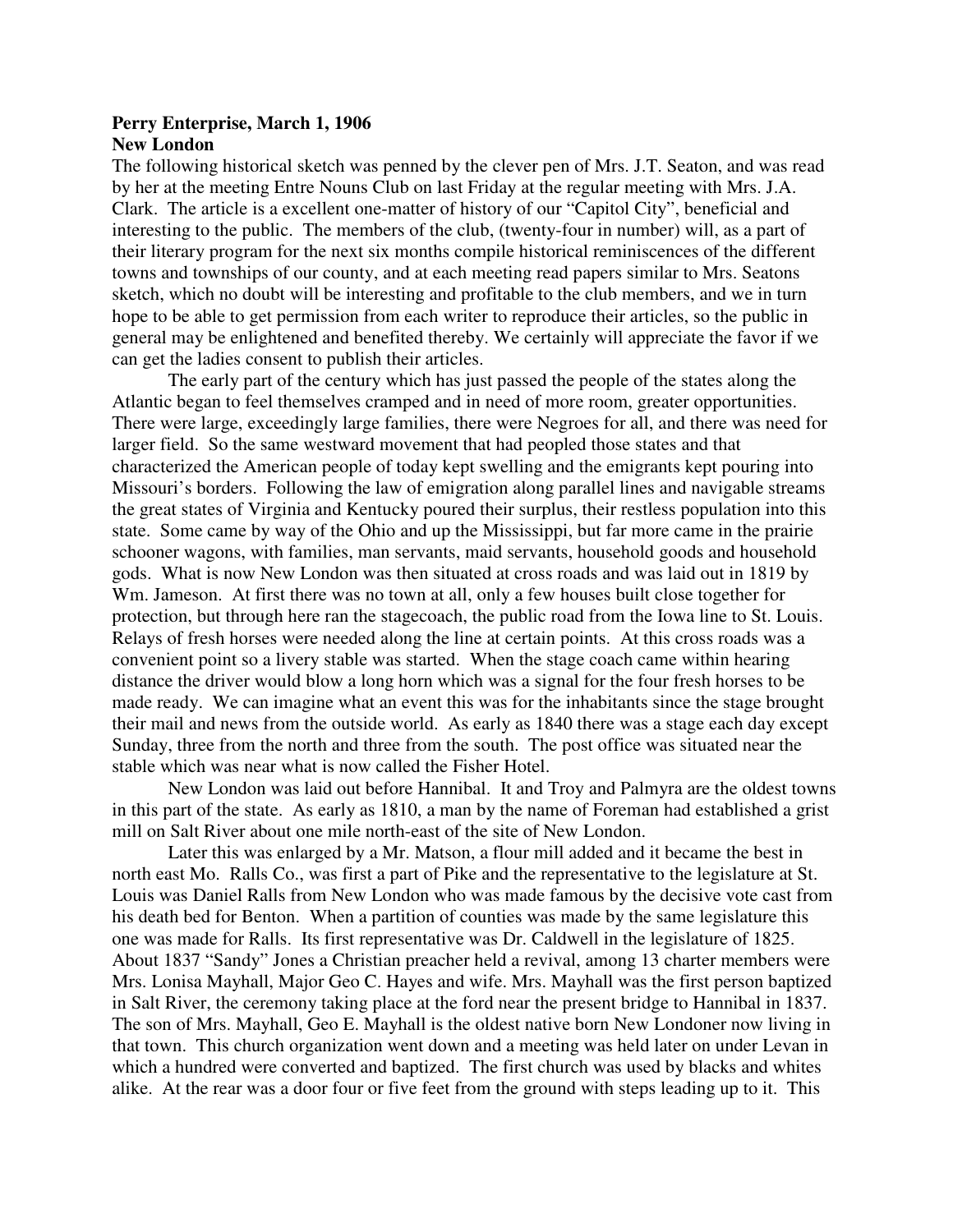**Perry Enterprise, March 1, 1906**
**New London**

The following historical sketch was penned by the clever pen of Mrs. J.T. Seaton, and was read by her at the meeting Entre Nouns Club on last Friday at the regular meeting with Mrs. J.A. Clark. The article is a excellent one-matter of history of our "Capitol City", beneficial and interesting to the public. The members of the club, (twenty-four in number) will, as a part of their literary program for the next six months compile historical reminiscences of the different towns and townships of our county, and at each meeting read papers similar to Mrs. Seatons sketch, which no doubt will be interesting and profitable to the club members, and we in turn hope to be able to get permission from each writer to reproduce their articles, so the public in general may be enlightened and benefited thereby. We certainly will appreciate the favor if we can get the ladies consent to publish their articles.

The early part of the century which has just passed the people of the states along the Atlantic began to feel themselves cramped and in need of more room, greater opportunities. There were large, exceedingly large families, there were Negroes for all, and there was need for larger field. So the same westward movement that had peopled those states and that characterized the American people of today kept swelling and the emigrants kept pouring into Missouri's borders. Following the law of emigration along parallel lines and navigable streams the great states of Virginia and Kentucky poured their surplus, their restless population into this state. Some came by way of the Ohio and up the Mississippi, but far more came in the prairie schooner wagons, with families, man servants, maid servants, household goods and household gods. What is now New London was then situated at cross roads and was laid out in 1819 by Wm. Jameson. At first there was no town at all, only a few houses built close together for protection, but through here ran the stagecoach, the public road from the Iowa line to St. Louis. Relays of fresh horses were needed along the line at certain points. At this cross roads was a convenient point so a livery stable was started. When the stage coach came within hearing distance the driver would blow a long horn which was a signal for the four fresh horses to be made ready. We can imagine what an event this was for the inhabitants since the stage brought their mail and news from the outside world. As early as 1840 there was a stage each day except Sunday, three from the north and three from the south. The post office was situated near the stable which was near what is now called the Fisher Hotel.

New London was laid out before Hannibal. It and Troy and Palmyra are the oldest towns in this part of the state. As early as 1810, a man by the name of Foreman had established a grist mill on Salt River about one mile north-east of the site of New London.

Later this was enlarged by a Mr. Matson, a flour mill added and it became the best in north east Mo. Ralls Co., was first a part of Pike and the representative to the legislature at St. Louis was Daniel Ralls from New London who was made famous by the decisive vote cast from his death bed for Benton. When a partition of counties was made by the same legislature this one was made for Ralls. Its first representative was Dr. Caldwell in the legislature of 1825. About 1837 "Sandy" Jones a Christian preacher held a revival, among 13 charter members were Mrs. Lonisa Mayhall, Major Geo C. Hayes and wife. Mrs. Mayhall was the first person baptized in Salt River, the ceremony taking place at the ford near the present bridge to Hannibal in 1837. The son of Mrs. Mayhall, Geo E. Mayhall is the oldest native born New Londoner now living in that town. This church organization went down and a meeting was held later on under Levan in which a hundred were converted and baptized. The first church was used by blacks and whites alike. At the rear was a door four or five feet from the ground with steps leading up to it. This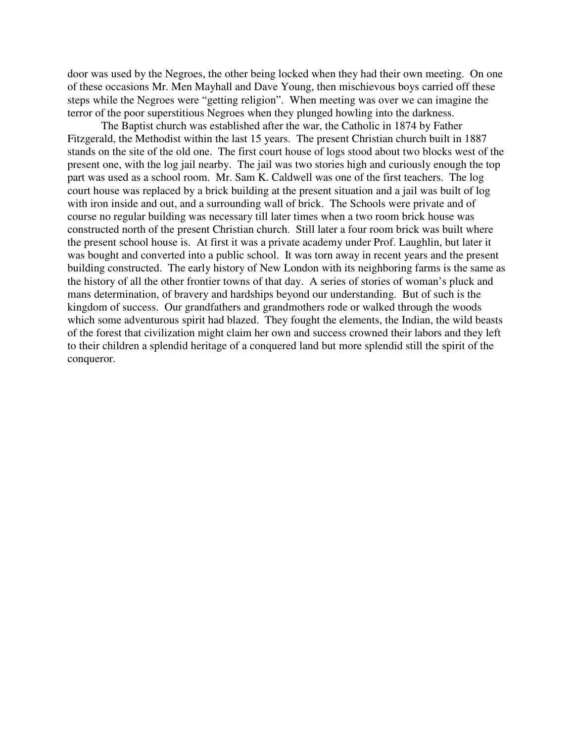door was used by the Negroes, the other being locked when they had their own meeting. On one of these occasions Mr. Men Mayhall and Dave Young, then mischievous boys carried off these steps while the Negroes were "getting religion". When meeting was over we can imagine the terror of the poor superstitious Negroes when they plunged howling into the darkness.

The Baptist church was established after the war, the Catholic in 1874 by Father Fitzgerald, the Methodist within the last 15 years. The present Christian church built in 1887 stands on the site of the old one. The first court house of logs stood about two blocks west of the present one, with the log jail nearby. The jail was two stories high and curiously enough the top part was used as a school room. Mr. Sam K. Caldwell was one of the first teachers. The log court house was replaced by a brick building at the present situation and a jail was built of log with iron inside and out, and a surrounding wall of brick. The Schools were private and of course no regular building was necessary till later times when a two room brick house was constructed north of the present Christian church. Still later a four room brick was built where the present school house is. At first it was a private academy under Prof. Laughlin, but later it was bought and converted into a public school. It was torn away in recent years and the present building constructed. The early history of New London with its neighboring farms is the same as the history of all the other frontier towns of that day. A series of stories of woman's pluck and mans determination, of bravery and hardships beyond our understanding. But of such is the kingdom of success. Our grandfathers and grandmothers rode or walked through the woods which some adventurous spirit had blazed. They fought the elements, the Indian, the wild beasts of the forest that civilization might claim her own and success crowned their labors and they left to their children a splendid heritage of a conquered land but more splendid still the spirit of the conqueror.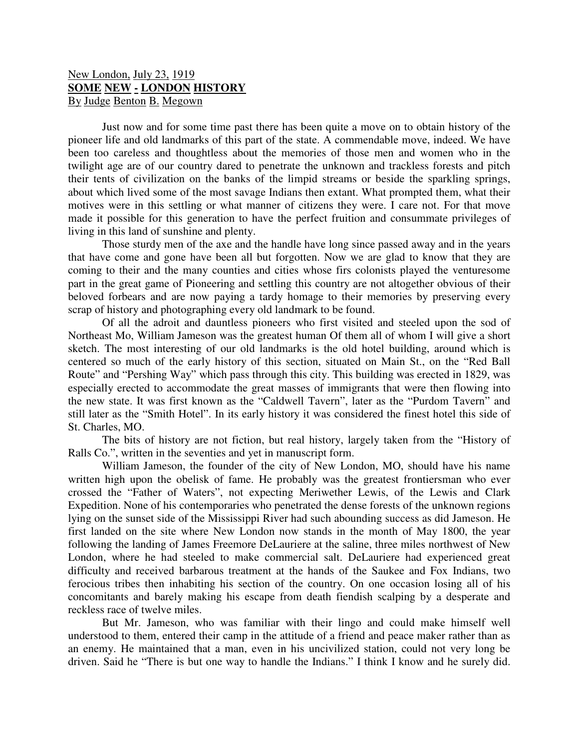New London, July 23, 1919
**SOME NEW - LONDON HISTORY**
By Judge Benton B. Megown

Just now and for some time past there has been quite a move on to obtain history of the pioneer life and old landmarks of this part of the state. A commendable move, indeed. We have been too careless and thoughtless about the memories of those men and women who in the twilight age are of our country dared to penetrate the unknown and trackless forests and pitch their tents of civilization on the banks of the limpid streams or beside the sparkling springs, about which lived some of the most savage Indians then extant. What prompted them, what their motives were in this settling or what manner of citizens they were. I care not. For that move made it possible for this generation to have the perfect fruition and consummate privileges of living in this land of sunshine and plenty.

Those sturdy men of the axe and the handle have long since passed away and in the years that have come and gone have been all but forgotten. Now we are glad to know that they are coming to their and the many counties and cities whose firs colonists played the venturesome part in the great game of Pioneering and settling this country are not altogether obvious of their beloved forbears and are now paying a tardy homage to their memories by preserving every scrap of history and photographing every old landmark to be found.

Of all the adroit and dauntless pioneers who first visited and steeled upon the sod of Northeast Mo, William Jameson was the greatest human Of them all of whom I will give a short sketch. The most interesting of our old landmarks is the old hotel building, around which is centered so much of the early history of this section, situated on Main St., on the "Red Ball Route" and "Pershing Way" which pass through this city. This building was erected in 1829, was especially erected to accommodate the great masses of immigrants that were then flowing into the new state. It was first known as the "Caldwell Tavern", later as the "Purdom Tavern" and still later as the "Smith Hotel". In its early history it was considered the finest hotel this side of St. Charles, MO.

The bits of history are not fiction, but real history, largely taken from the "History of Ralls Co.", written in the seventies and yet in manuscript form.

William Jameson, the founder of the city of New London, MO, should have his name written high upon the obelisk of fame. He probably was the greatest frontiersman who ever crossed the "Father of Waters", not expecting Meriwether Lewis, of the Lewis and Clark Expedition. None of his contemporaries who penetrated the dense forests of the unknown regions lying on the sunset side of the Mississippi River had such abounding success as did Jameson. He first landed on the site where New London now stands in the month of May 1800, the year following the landing of James Freemore DeLauriere at the saline, three miles northwest of New London, where he had steeled to make commercial salt. DeLauriere had experienced great difficulty and received barbarous treatment at the hands of the Saukee and Fox Indians, two ferocious tribes then inhabiting his section of the country. On one occasion losing all of his concomitants and barely making his escape from death fiendish scalping by a desperate and reckless race of twelve miles.

But Mr. Jameson, who was familiar with their lingo and could make himself well understood to them, entered their camp in the attitude of a friend and peace maker rather than as an enemy. He maintained that a man, even in his uncivilized station, could not very long be driven. Said he "There is but one way to handle the Indians." I think I know and he surely did.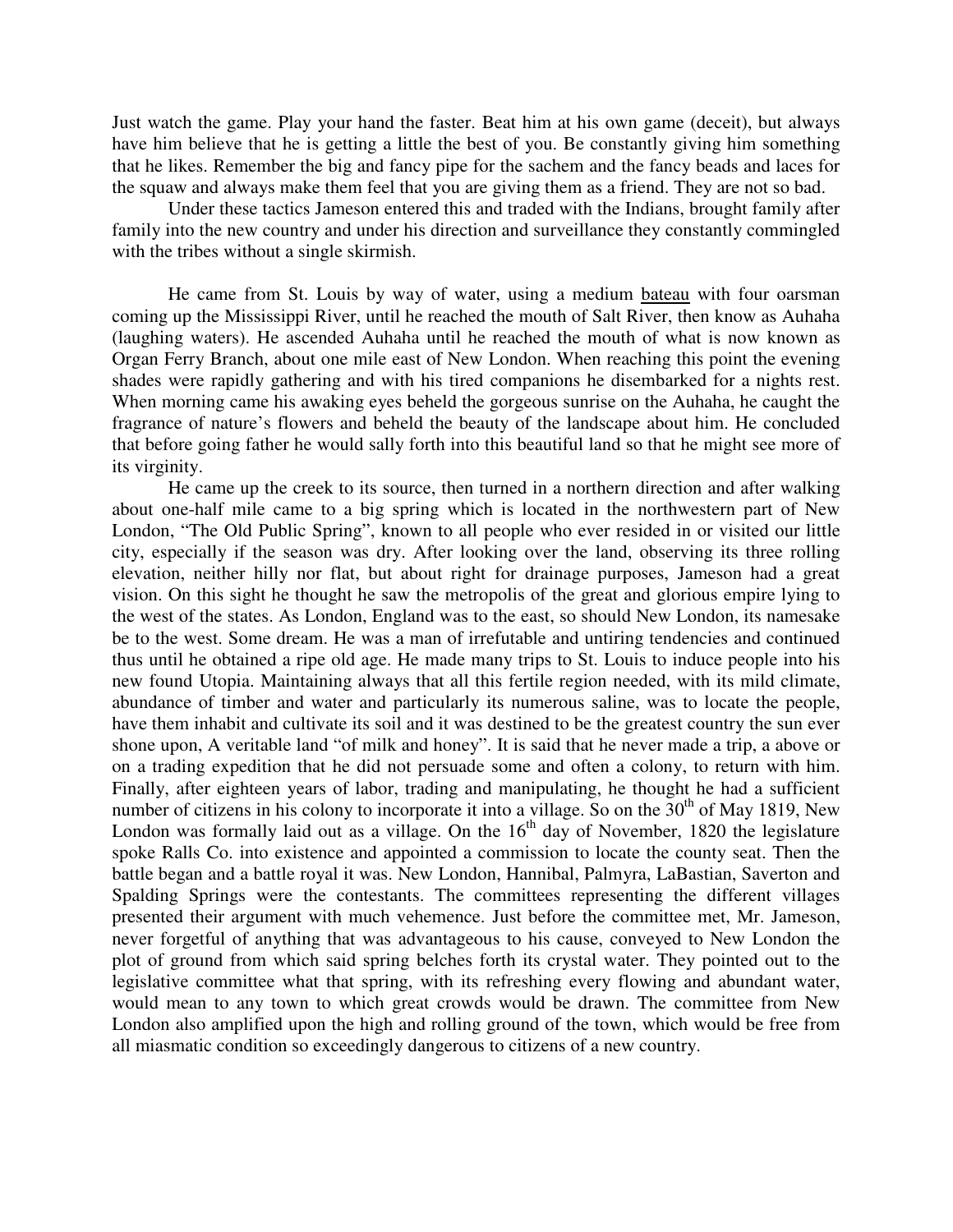Just watch the game. Play your hand the faster. Beat him at his own game (deceit), but always have him believe that he is getting a little the best of you. Be constantly giving him something that he likes. Remember the big and fancy pipe for the sachem and the fancy beads and laces for the squaw and always make them feel that you are giving them as a friend. They are not so bad.

Under these tactics Jameson entered this and traded with the Indians, brought family after family into the new country and under his direction and surveillance they constantly commingled with the tribes without a single skirmish.

He came from St. Louis by way of water, using a medium <u>bateau</u> with four oarsman coming up the Mississippi River, until he reached the mouth of Salt River, then know as Auhaha (laughing waters). He ascended Auhaha until he reached the mouth of what is now known as Organ Ferry Branch, about one mile east of New London. When reaching this point the evening shades were rapidly gathering and with his tired companions he disembarked for a nights rest. When morning came his awaking eyes beheld the gorgeous sunrise on the Auhaha, he caught the fragrance of nature's flowers and beheld the beauty of the landscape about him. He concluded that before going father he would sally forth into this beautiful land so that he might see more of its virginity.

He came up the creek to its source, then turned in a northern direction and after walking about one-half mile came to a big spring which is located in the northwestern part of New London, "The Old Public Spring", known to all people who ever resided in or visited our little city, especially if the season was dry. After looking over the land, observing its three rolling elevation, neither hilly nor flat, but about right for drainage purposes, Jameson had a great vision. On this sight he thought he saw the metropolis of the great and glorious empire lying to the west of the states. As London, England was to the east, so should New London, its namesake be to the west. Some dream. He was a man of irrefutable and untiring tendencies and continued thus until he obtained a ripe old age. He made many trips to St. Louis to induce people into his new found Utopia. Maintaining always that all this fertile region needed, with its mild climate, abundance of timber and water and particularly its numerous saline, was to locate the people, have them inhabit and cultivate its soil and it was destined to be the greatest country the sun ever shone upon, A veritable land "of milk and honey". It is said that he never made a trip, a above or on a trading expedition that he did not persuade some and often a colony, to return with him. Finally, after eighteen years of labor, trading and manipulating, he thought he had a sufficient number of citizens in his colony to incorporate it into a village. So on the 30th of May 1819, New London was formally laid out as a village. On the 16th day of November, 1820 the legislature spoke Ralls Co. into existence and appointed a commission to locate the county seat. Then the battle began and a battle royal it was. New London, Hannibal, Palmyra, LaBastian, Saverton and Spalding Springs were the contestants. The committees representing the different villages presented their argument with much vehemence. Just before the committee met, Mr. Jameson, never forgetful of anything that was advantageous to his cause, conveyed to New London the plot of ground from which said spring belches forth its crystal water. They pointed out to the legislative committee what that spring, with its refreshing every flowing and abundant water, would mean to any town to which great crowds would be drawn. The committee from New London also amplified upon the high and rolling ground of the town, which would be free from all miasmatic condition so exceedingly dangerous to citizens of a new country.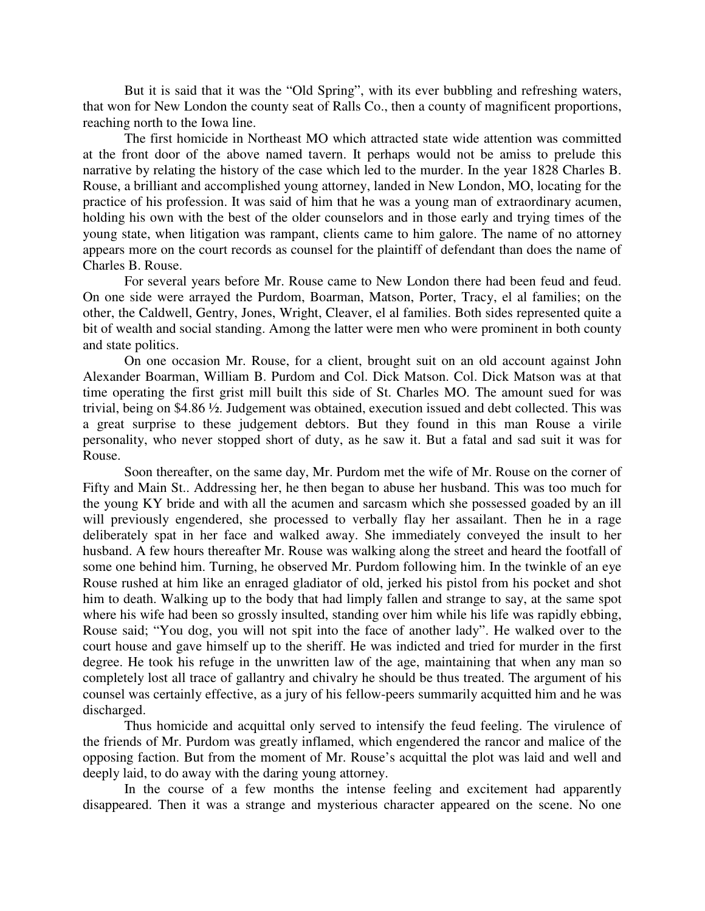But it is said that it was the "Old Spring", with its ever bubbling and refreshing waters, that won for New London the county seat of Ralls Co., then a county of magnificent proportions, reaching north to the Iowa line.

The first homicide in Northeast MO which attracted state wide attention was committed at the front door of the above named tavern. It perhaps would not be amiss to prelude this narrative by relating the history of the case which led to the murder. In the year 1828 Charles B. Rouse, a brilliant and accomplished young attorney, landed in New London, MO, locating for the practice of his profession. It was said of him that he was a young man of extraordinary acumen, holding his own with the best of the older counselors and in those early and trying times of the young state, when litigation was rampant, clients came to him galore. The name of no attorney appears more on the court records as counsel for the plaintiff of defendant than does the name of Charles B. Rouse.

For several years before Mr. Rouse came to New London there had been feud and feud. On one side were arrayed the Purdom, Boarman, Matson, Porter, Tracy, el al families; on the other, the Caldwell, Gentry, Jones, Wright, Cleaver, el al families. Both sides represented quite a bit of wealth and social standing. Among the latter were men who were prominent in both county and state politics.

On one occasion Mr. Rouse, for a client, brought suit on an old account against John Alexander Boarman, William B. Purdom and Col. Dick Matson. Col. Dick Matson was at that time operating the first grist mill built this side of St. Charles MO. The amount sued for was trivial, being on $4.86 ½. Judgement was obtained, execution issued and debt collected. This was a great surprise to these judgement debtors. But they found in this man Rouse a virile personality, who never stopped short of duty, as he saw it. But a fatal and sad suit it was for Rouse.

Soon thereafter, on the same day, Mr. Purdom met the wife of Mr. Rouse on the corner of Fifty and Main St.. Addressing her, he then began to abuse her husband. This was too much for the young KY bride and with all the acumen and sarcasm which she possessed goaded by an ill will previously engendered, she processed to verbally flay her assailant. Then he in a rage deliberately spat in her face and walked away. She immediately conveyed the insult to her husband. A few hours thereafter Mr. Rouse was walking along the street and heard the footfall of some one behind him. Turning, he observed Mr. Purdom following him. In the twinkle of an eye Rouse rushed at him like an enraged gladiator of old, jerked his pistol from his pocket and shot him to death. Walking up to the body that had limply fallen and strange to say, at the same spot where his wife had been so grossly insulted, standing over him while his life was rapidly ebbing, Rouse said; "You dog, you will not spit into the face of another lady". He walked over to the court house and gave himself up to the sheriff. He was indicted and tried for murder in the first degree. He took his refuge in the unwritten law of the age, maintaining that when any man so completely lost all trace of gallantry and chivalry he should be thus treated. The argument of his counsel was certainly effective, as a jury of his fellow-peers summarily acquitted him and he was discharged.

Thus homicide and acquittal only served to intensify the feud feeling. The virulence of the friends of Mr. Purdom was greatly inflamed, which engendered the rancor and malice of the opposing faction. But from the moment of Mr. Rouse's acquittal the plot was laid and well and deeply laid, to do away with the daring young attorney.

In the course of a few months the intense feeling and excitement had apparently disappeared. Then it was a strange and mysterious character appeared on the scene. No one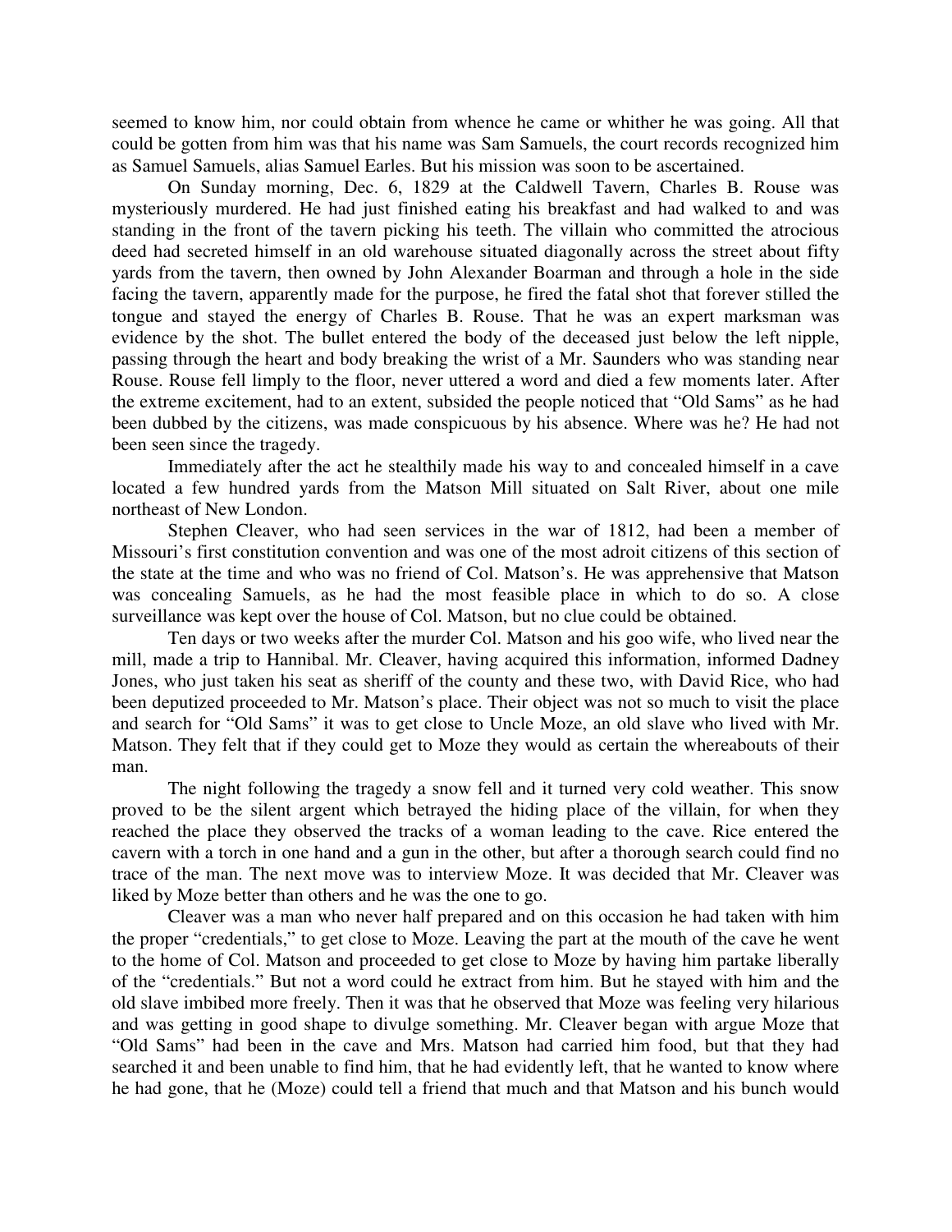seemed to know him, nor could obtain from whence he came or whither he was going. All that could be gotten from him was that his name was Sam Samuels, the court records recognized him as Samuel Samuels, alias Samuel Earles. But his mission was soon to be ascertained.

On Sunday morning, Dec. 6, 1829 at the Caldwell Tavern, Charles B. Rouse was mysteriously murdered. He had just finished eating his breakfast and had walked to and was standing in the front of the tavern picking his teeth. The villain who committed the atrocious deed had secreted himself in an old warehouse situated diagonally across the street about fifty yards from the tavern, then owned by John Alexander Boarman and through a hole in the side facing the tavern, apparently made for the purpose, he fired the fatal shot that forever stilled the tongue and stayed the energy of Charles B. Rouse. That he was an expert marksman was evidence by the shot. The bullet entered the body of the deceased just below the left nipple, passing through the heart and body breaking the wrist of a Mr. Saunders who was standing near Rouse. Rouse fell limply to the floor, never uttered a word and died a few moments later. After the extreme excitement, had to an extent, subsided the people noticed that "Old Sams" as he had been dubbed by the citizens, was made conspicuous by his absence. Where was he? He had not been seen since the tragedy.

Immediately after the act he stealthily made his way to and concealed himself in a cave located a few hundred yards from the Matson Mill situated on Salt River, about one mile northeast of New London.

Stephen Cleaver, who had seen services in the war of 1812, had been a member of Missouri's first constitution convention and was one of the most adroit citizens of this section of the state at the time and who was no friend of Col. Matson's. He was apprehensive that Matson was concealing Samuels, as he had the most feasible place in which to do so. A close surveillance was kept over the house of Col. Matson, but no clue could be obtained.

Ten days or two weeks after the murder Col. Matson and his goo wife, who lived near the mill, made a trip to Hannibal. Mr. Cleaver, having acquired this information, informed Dadney Jones, who just taken his seat as sheriff of the county and these two, with David Rice, who had been deputized proceeded to Mr. Matson's place. Their object was not so much to visit the place and search for "Old Sams" it was to get close to Uncle Moze, an old slave who lived with Mr. Matson. They felt that if they could get to Moze they would as certain the whereabouts of their man.

The night following the tragedy a snow fell and it turned very cold weather. This snow proved to be the silent argent which betrayed the hiding place of the villain, for when they reached the place they observed the tracks of a woman leading to the cave. Rice entered the cavern with a torch in one hand and a gun in the other, but after a thorough search could find no trace of the man. The next move was to interview Moze. It was decided that Mr. Cleaver was liked by Moze better than others and he was the one to go.

Cleaver was a man who never half prepared and on this occasion he had taken with him the proper "credentials," to get close to Moze. Leaving the part at the mouth of the cave he went to the home of Col. Matson and proceeded to get close to Moze by having him partake liberally of the "credentials." But not a word could he extract from him. But he stayed with him and the old slave imbibed more freely. Then it was that he observed that Moze was feeling very hilarious and was getting in good shape to divulge something. Mr. Cleaver began with argue Moze that "Old Sams" had been in the cave and Mrs. Matson had carried him food, but that they had searched it and been unable to find him, that he had evidently left, that he wanted to know where he had gone, that he (Moze) could tell a friend that much and that Matson and his bunch would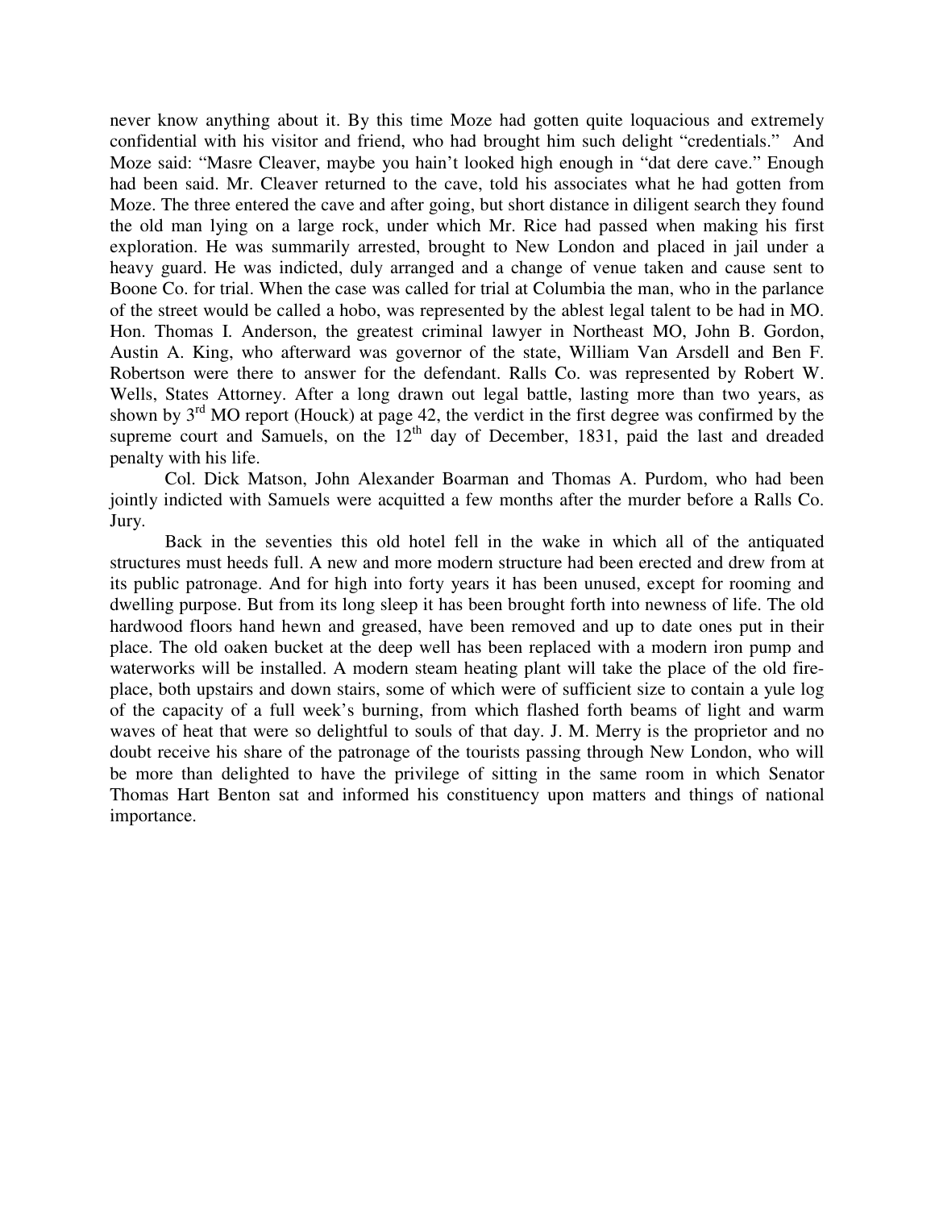never know anything about it. By this time Moze had gotten quite loquacious and extremely confidential with his visitor and friend, who had brought him such delight "credentials." And Moze said: "Masre Cleaver, maybe you hain't looked high enough in "dat dere cave." Enough had been said. Mr. Cleaver returned to the cave, told his associates what he had gotten from Moze. The three entered the cave and after going, but short distance in diligent search they found the old man lying on a large rock, under which Mr. Rice had passed when making his first exploration. He was summarily arrested, brought to New London and placed in jail under a heavy guard. He was indicted, duly arranged and a change of venue taken and cause sent to Boone Co. for trial. When the case was called for trial at Columbia the man, who in the parlance of the street would be called a hobo, was represented by the ablest legal talent to be had in MO. Hon. Thomas I. Anderson, the greatest criminal lawyer in Northeast MO, John B. Gordon, Austin A. King, who afterward was governor of the state, William Van Arsdell and Ben F. Robertson were there to answer for the defendant. Ralls Co. was represented by Robert W. Wells, States Attorney. After a long drawn out legal battle, lasting more than two years, as shown by 3rd MO report (Houck) at page 42, the verdict in the first degree was confirmed by the supreme court and Samuels, on the 12th day of December, 1831, paid the last and dreaded penalty with his life.

Col. Dick Matson, John Alexander Boarman and Thomas A. Purdom, who had been jointly indicted with Samuels were acquitted a few months after the murder before a Ralls Co. Jury.

Back in the seventies this old hotel fell in the wake in which all of the antiquated structures must heeds full. A new and more modern structure had been erected and drew from at its public patronage. And for high into forty years it has been unused, except for rooming and dwelling purpose. But from its long sleep it has been brought forth into newness of life. The old hardwood floors hand hewn and greased, have been removed and up to date ones put in their place. The old oaken bucket at the deep well has been replaced with a modern iron pump and waterworks will be installed. A modern steam heating plant will take the place of the old fire-place, both upstairs and down stairs, some of which were of sufficient size to contain a yule log of the capacity of a full week's burning, from which flashed forth beams of light and warm waves of heat that were so delightful to souls of that day. J. M. Merry is the proprietor and no doubt receive his share of the patronage of the tourists passing through New London, who will be more than delighted to have the privilege of sitting in the same room in which Senator Thomas Hart Benton sat and informed his constituency upon matters and things of national importance.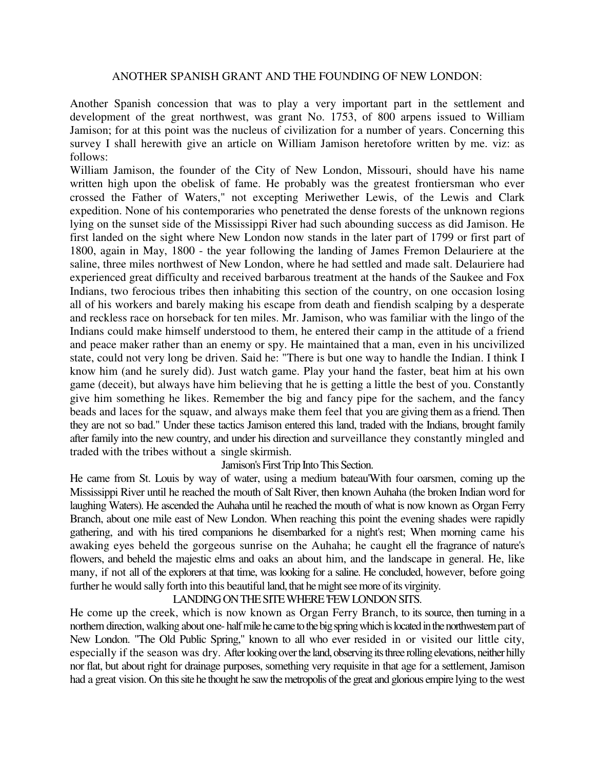## ANOTHER SPANISH GRANT AND THE FOUNDING OF NEW LONDON:

Another Spanish concession that was to play a very important part in the settlement and development of the great northwest, was grant No. 1753, of 800 arpens issued to William Jamison; for at this point was the nucleus of civilization for a number of years. Concerning this survey I shall herewith give an article on William Jamison heretofore written by me. viz: as follows:

William Jamison, the founder of the City of New London, Missouri, should have his name written high upon the obelisk of fame. He probably was the greatest frontiersman who ever crossed the Father of Waters," not excepting Meriwether Lewis, of the Lewis and Clark expedition. None of his contemporaries who penetrated the dense forests of the unknown regions lying on the sunset side of the Mississippi River had such abounding success as did Jamison. He first landed on the sight where New London now stands in the later part of 1799 or first part of 1800, again in May, 1800 - the year following the landing of James Fremon Delauriere at the saline, three miles northwest of New London, where he had settled and made salt. Delauriere had experienced great difficulty and received barbarous treatment at the hands of the Saukee and Fox Indians, two ferocious tribes then inhabiting this section of the country, on one occasion losing all of his workers and barely making his escape from death and fiendish scalping by a desperate and reckless race on horseback for ten miles. Mr. Jamison, who was familiar with the lingo of the Indians could make himself understood to them, he entered their camp in the attitude of a friend and peace maker rather than an enemy or spy. He maintained that a man, even in his uncivilized state, could not very long be driven. Said he: "There is but one way to handle the Indian. I think I know him (and he surely did). Just watch game. Play your hand the faster, beat him at his own game (deceit), but always have him believing that he is getting a little the best of you. Constantly give him something he likes. Remember the big and fancy pipe for the sachem, and the fancy beads and laces for the squaw, and always make them feel that you are giving them as a friend. Then they are not so bad." Under these tactics Jamison entered this land, traded with the Indians, brought family after family into the new country, and under his direction and surveillance they constantly mingled and traded with the tribes without a single skirmish.

### Jamison's First Trip Into This Section.

He came from St. Louis by way of water, using a medium bateau'With four oarsmen, coming up the Mississippi River until he reached the mouth of Salt River, then known Auhaha (the broken Indian word for laughing Waters). He ascended the Auhaha until he reached the mouth of what is now known as Organ Ferry Branch, about one mile east of New London. When reaching this point the evening shades were rapidly gathering, and with his tired companions he disembarked for a night's rest; When morning came his awaking eyes beheld the gorgeous sunrise on the Auhaha; he caught ell the fragrance of nature's flowers, and beheld the majestic elms and oaks an about him, and the landscape in general. He, like many, if not all of the explorers at that time, was looking for a saline. He concluded, however, before going further he would sally forth into this beautiful land, that he might see more of its virginity.

### LANDING ON THE SITE WHERE 'FEW LONDON SITS.

He come up the creek, which is now known as Organ Ferry Branch, to its source, then turning in a northern direction, walking about one- half mile he came to the big spring which is located in the northwestern part of New London. "The Old Public Spring," known to all who ever resided in or visited our little city, especially if the season was dry. After looking over the land, observing its three rolling elevations, neither hilly nor flat, but about right for drainage purposes, something very requisite in that age for a settlement, Jamison had a great vision. On this site he thought he saw the metropolis of the great and glorious empire lying to the west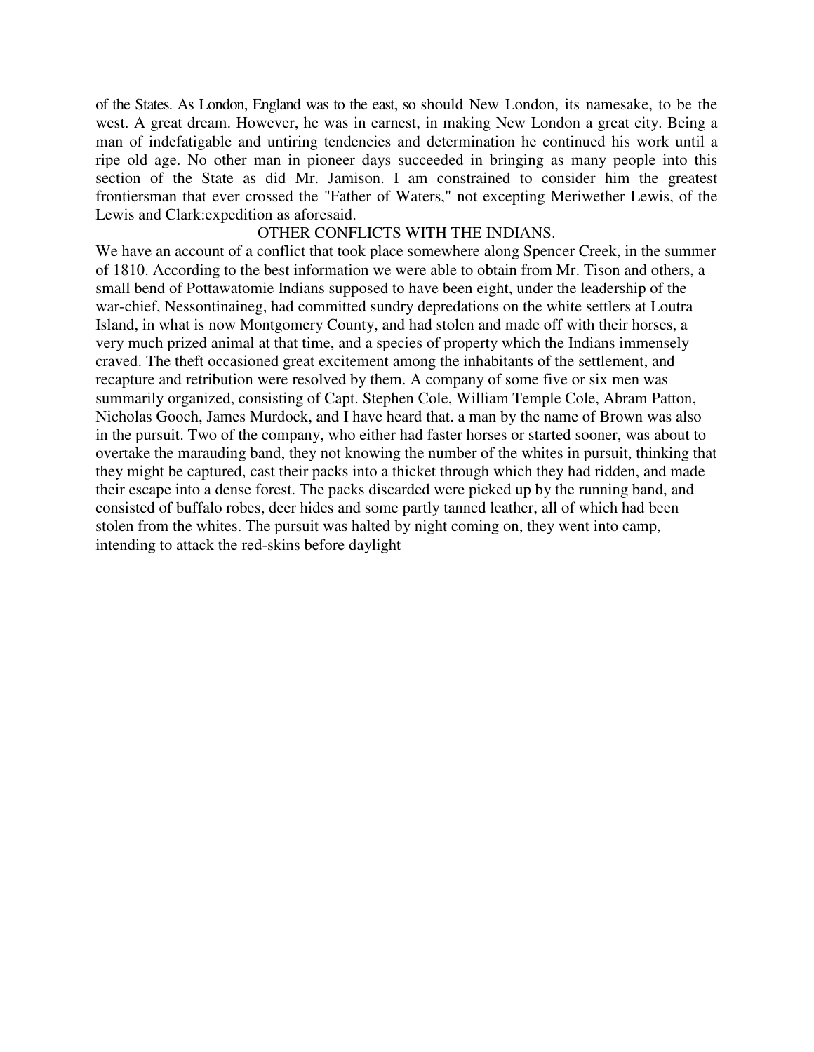of the States. As London, England was to the east, so should New London, its namesake, to be the west. A great dream. However, he was in earnest, in making New London a great city. Being a man of indefatigable and untiring tendencies and determination he continued his work until a ripe old age. No other man in pioneer days succeeded in bringing as many people into this section of the State as did Mr. Jamison. I am constrained to consider him the greatest frontiersman that ever crossed the "Father of Waters," not excepting Meriwether Lewis, of the Lewis and Clark:expedition as aforesaid.

## OTHER CONFLICTS WITH THE INDIANS.

We have an account of a conflict that took place somewhere along Spencer Creek, in the summer of 1810. According to the best information we were able to obtain from Mr. Tison and others, a small bend of Pottawatomie Indians supposed to have been eight, under the leadership of the war-chief, Nessontinaineg, had committed sundry depredations on the white settlers at Loutra Island, in what is now Montgomery County, and had stolen and made off with their horses, a very much prized animal at that time, and a species of property which the Indians immensely craved. The theft occasioned great excitement among the inhabitants of the settlement, and recapture and retribution were resolved by them. A company of some five or six men was summarily organized, consisting of Capt. Stephen Cole, William Temple Cole, Abram Patton, Nicholas Gooch, James Murdock, and I have heard that. a man by the name of Brown was also in the pursuit. Two of the company, who either had faster horses or started sooner, was about to overtake the marauding band, they not knowing the number of the whites in pursuit, thinking that they might be captured, cast their packs into a thicket through which they had ridden, and made their escape into a dense forest. The packs discarded were picked up by the running band, and consisted of buffalo robes, deer hides and some partly tanned leather, all of which had been stolen from the whites. The pursuit was halted by night coming on, they went into camp, intending to attack the red-skins before daylight